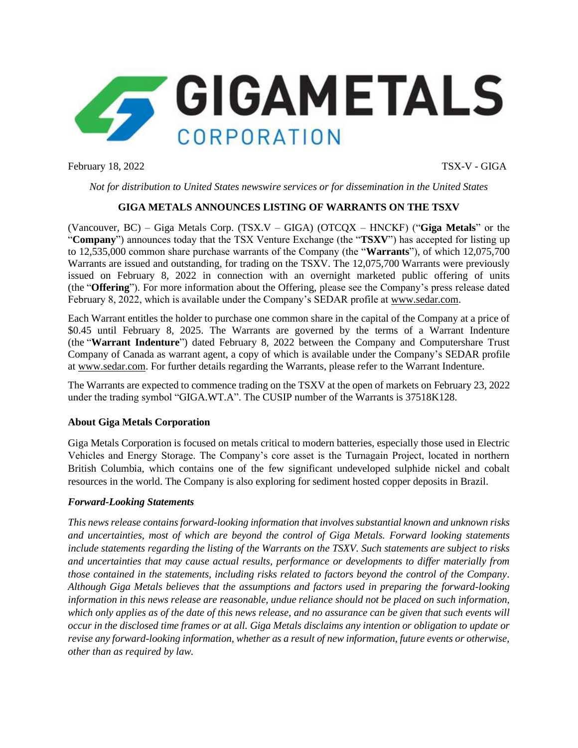February 18, 2022 TSX-V - GIGA

*Not for distribution to United States newswire services or for dissemination in the United States*

# GIGA METALS ANNOUNCES LISTING OF WARRANTS ON THE TSXV

(Vancouver, BC) – Giga Metals Corp. (TSX.V – GIGA) (OTCQX – HNCKF) ("**Giga Metals**" or the "**Company**") announces today that the TSX Venture Exchange (the "**TSXV**") has accepted for listing up to 12,535,000 common share purchase warrants of the Company (the "**Warrants**"), of which 12,075,700 Warrants are issued and outstanding, for trading on the TSXV. The 12,075,700 Warrants were previously issued on February 8, 2022 in connection with an overnight marketed public offering of units (the "**Offering**"). For more information about the Offering, please see the Company's press release dated February 8, 2022, which is available under the Company's SEDAR profile at www.sedar.com.

Each Warrant entitles the holder to purchase one common share in the capital of the Company at a price of $0.45 until February 8, 2025. The Warrants are governed by the terms of a Warrant Indenture (the "**Warrant Indenture**") dated February 8, 2022 between the Company and Computershare Trust Company of Canada as warrant agent, a copy of which is available under the Company's SEDAR profile at www.sedar.com. For further details regarding the Warrants, please refer to the Warrant Indenture.

The Warrants are expected to commence trading on the TSXV at the open of markets on February 23, 2022 under the trading symbol "GIGA.WT.A". The CUSIP number of the Warrants is 37518K128.

## About Giga Metals Corporation

Giga Metals Corporation is focused on metals critical to modern batteries, especially those used in Electric Vehicles and Energy Storage. The Company's core asset is the Turnagain Project, located in northern British Columbia, which contains one of the few significant undeveloped sulphide nickel and cobalt resources in the world. The Company is also exploring for sediment hosted copper deposits in Brazil.

### *Forward-Looking Statements*

*This news release contains forward-looking information that involves substantial known and unknown risks and uncertainties, most of which are beyond the control of Giga Metals. Forward looking statements include statements regarding the listing of the Warrants on the TSXV. Such statements are subject to risks and uncertainties that may cause actual results, performance or developments to differ materially from those contained in the statements, including risks related to factors beyond the control of the Company. Although Giga Metals believes that the assumptions and factors used in preparing the forward-looking information in this news release are reasonable, undue reliance should not be placed on such information, which only applies as of the date of this news release, and no assurance can be given that such events will occur in the disclosed time frames or at all. Giga Metals disclaims any intention or obligation to update or revise any forward-looking information, whether as a result of new information, future events or otherwise, other than as required by law.*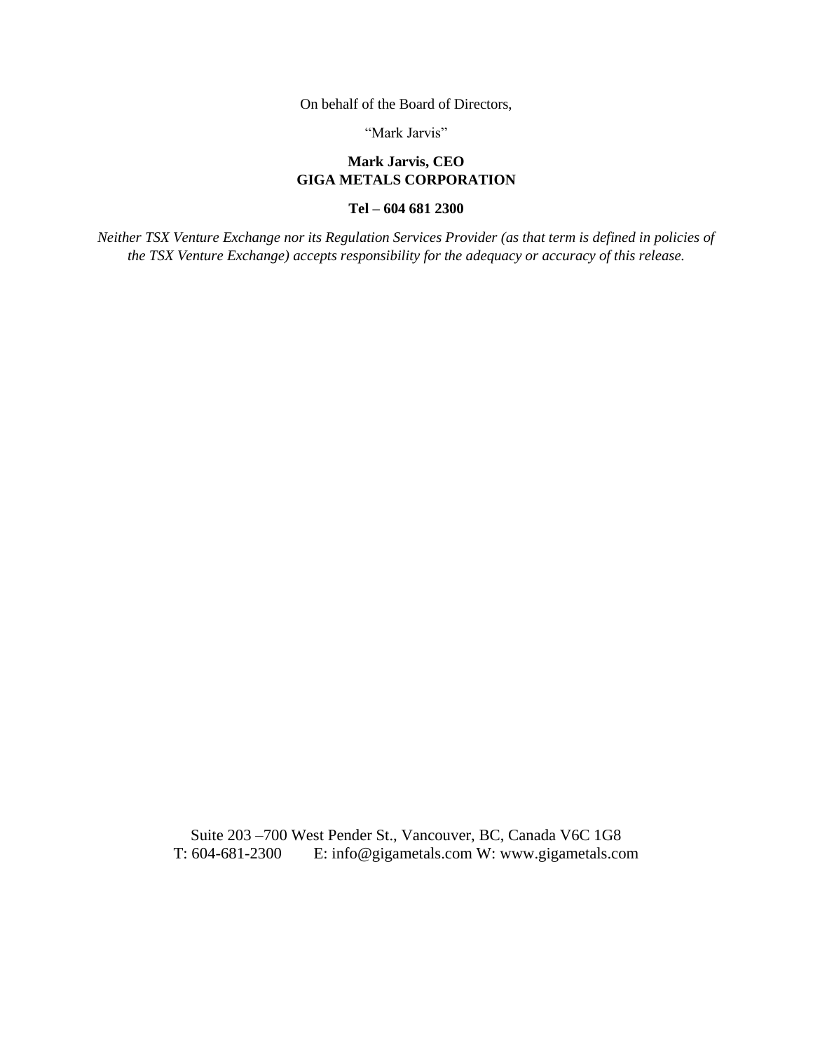On behalf of the Board of Directors,

"Mark Jarvis"

**Mark Jarvis, CEO**
**GIGA METALS CORPORATION**

**Tel – 604 681 2300**

*Neither TSX Venture Exchange nor its Regulation Services Provider (as that term is defined in policies of the TSX Venture Exchange) accepts responsibility for the adequacy or accuracy of this release.*

Suite 203 –700 West Pender St., Vancouver, BC, Canada V6C 1G8
T: 604-681-2300 E: info@gigametals.com W: www.gigametals.com